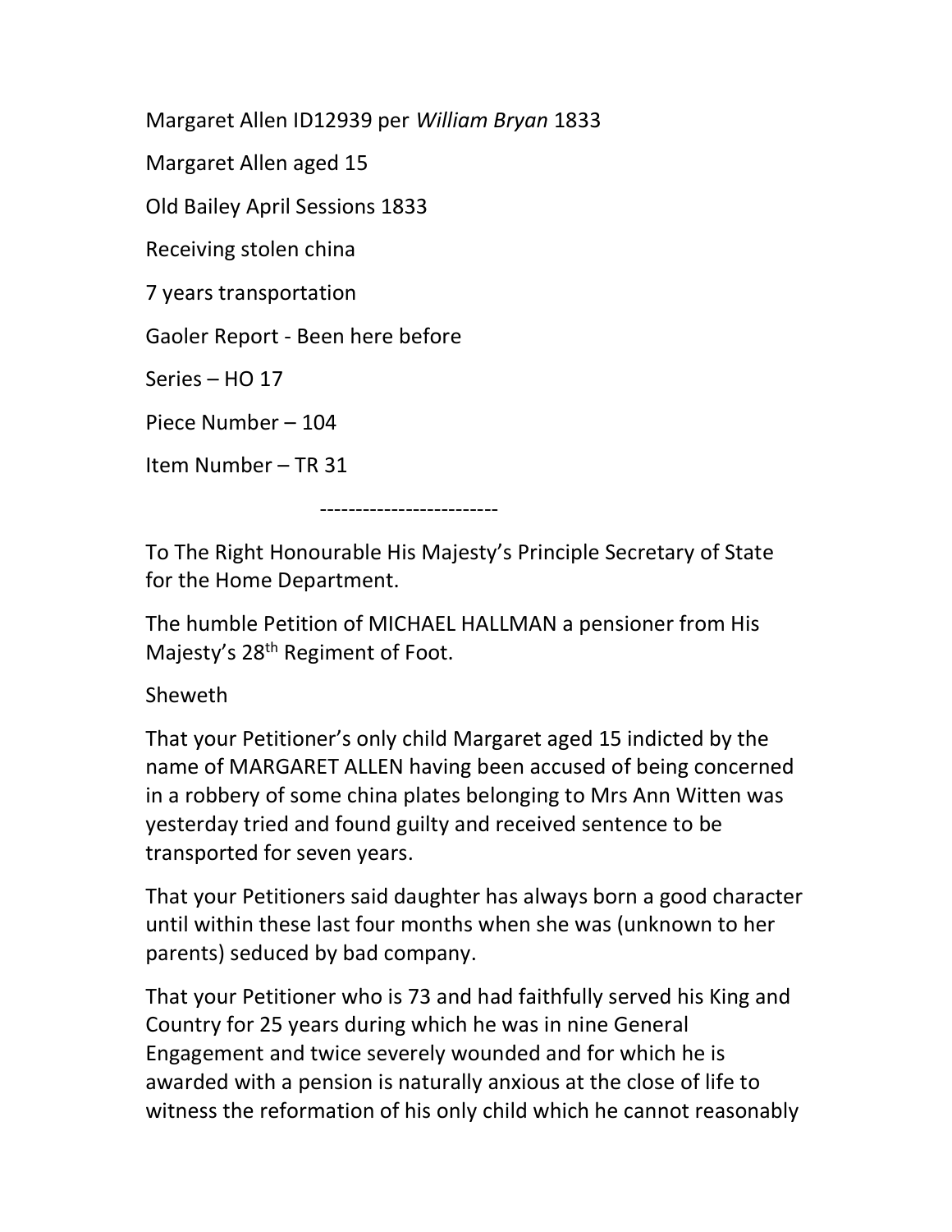Margaret Allen ID12939 per *William Bryan* 1833

Margaret Allen aged 15

Old Bailey April Sessions 1833

Receiving stolen china

7 years transportation

Gaoler Report - Been here before

Series – HO 17

Piece Number – 104

Item Number – TR 31

-------------------------

To The Right Honourable His Majesty's Principle Secretary of State for the Home Department.

The humble Petition of MICHAEL HALLMAN a pensioner from His Majesty's 28th Regiment of Foot.

Sheweth

That your Petitioner's only child Margaret aged 15 indicted by the name of MARGARET ALLEN having been accused of being concerned in a robbery of some china plates belonging to Mrs Ann Witten was yesterday tried and found guilty and received sentence to be transported for seven years.

That your Petitioners said daughter has always born a good character until within these last four months when she was (unknown to her parents) seduced by bad company.

That your Petitioner who is 73 and had faithfully served his King and Country for 25 years during which he was in nine General Engagement and twice severely wounded and for which he is awarded with a pension is naturally anxious at the close of life to witness the reformation of his only child which he cannot reasonably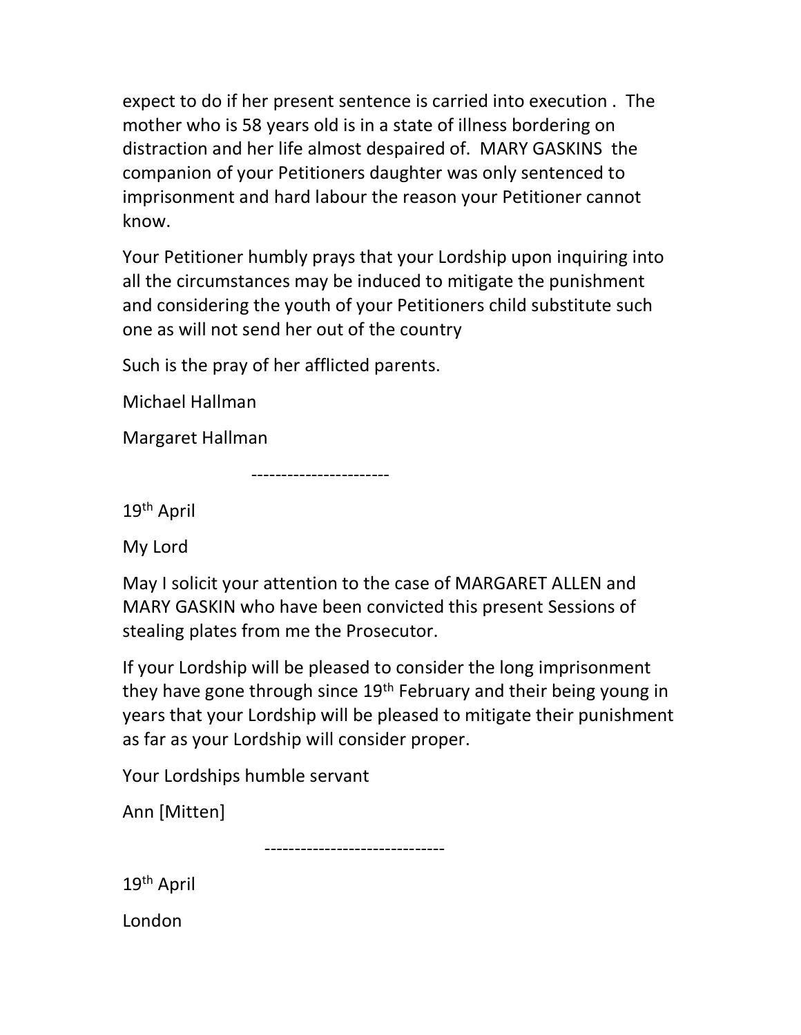expect to do if her present sentence is carried into execution . The mother who is 58 years old is in a state of illness bordering on distraction and her life almost despaired of. MARY GASKINS the companion of your Petitioners daughter was only sentenced to imprisonment and hard labour the reason your Petitioner cannot know.

Your Petitioner humbly prays that your Lordship upon inquiring into all the circumstances may be induced to mitigate the punishment and considering the youth of your Petitioners child substitute such one as will not send her out of the country

Such is the pray of her afflicted parents.

Michael Hallman

Margaret Hallman

-----------------------

19th April

My Lord

May I solicit your attention to the case of MARGARET ALLEN and MARY GASKIN who have been convicted this present Sessions of stealing plates from me the Prosecutor.

If your Lordship will be pleased to consider the long imprisonment they have gone through since 19th February and their being young in years that your Lordship will be pleased to mitigate their punishment as far as your Lordship will consider proper.

Your Lordships humble servant

Ann [Mitten]

------------------------------

19th April

London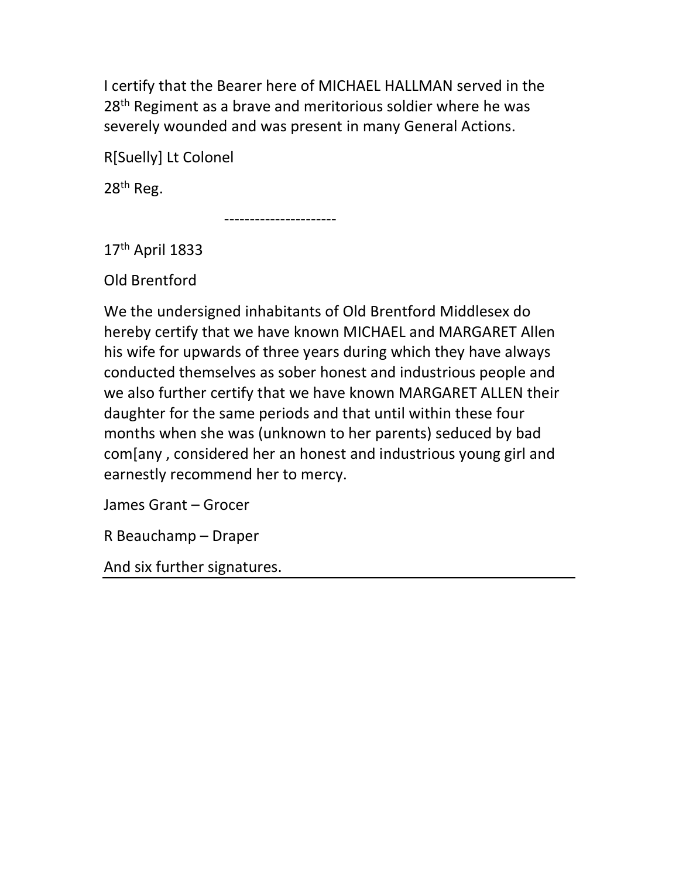I certify that the Bearer here of MICHAEL HALLMAN served in the 28th Regiment as a brave and meritorious soldier where he was severely wounded and was present in many General Actions.

R[Suelly] Lt Colonel

28th Reg.

----------------------

17th April 1833

Old Brentford

We the undersigned inhabitants of Old Brentford Middlesex do hereby certify that we have known MICHAEL and MARGARET Allen his wife for upwards of three years during which they have always conducted themselves as sober honest and industrious people and we also further certify that we have known MARGARET ALLEN their daughter for the same periods and that until within these four months when she was (unknown to her parents) seduced by bad com[any , considered her an honest and industrious young girl and earnestly recommend her to mercy.

James Grant – Grocer

R Beauchamp – Draper

And six further signatures.